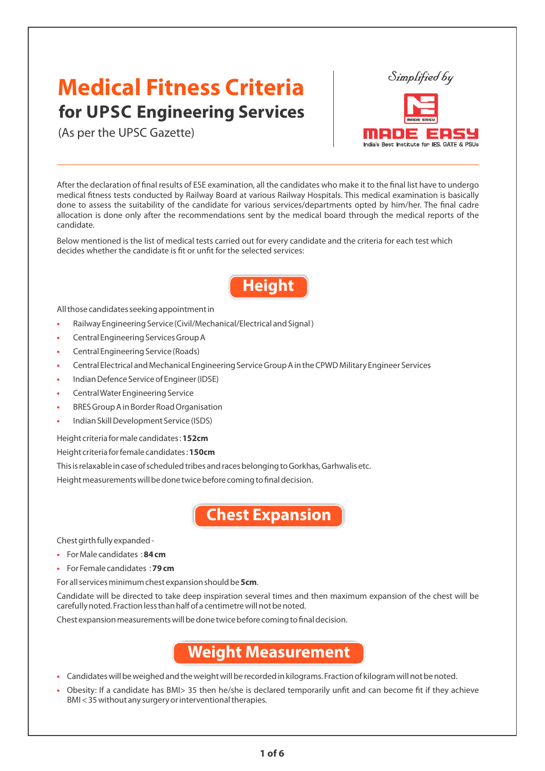# Medical Fitness Criteria

## for UPSC Engineering Services

(As per the UPSC Gazette)

*Simplified by* MADE EASY – India's Best Institute for IES, GATE & PSUs

After the declaration of final results of ESE examination, all the candidates who make it to the final list have to undergo medical fitness tests conducted by Railway Board at various Railway Hospitals. This medical examination is basically done to assess the suitability of the candidate for various services/departments opted by him/her. The final cadre allocation is done only after the recommendations sent by the medical board through the medical reports of the candidate.

Below mentioned is the list of medical tests carried out for every candidate and the criteria for each test which decides whether the candidate is fit or unfit for the selected services:

## Height

All those candidates seeking appointment in

- Railway Engineering Service (Civil/Mechanical/Electrical and Signal)
- Central Engineering Services Group A
- Central Engineering Service (Roads)
- Central Electrical and Mechanical Engineering Service Group A in the CPWD Military Engineer Services
- Indian Defence Service of Engineer (IDSE)
- Central Water Engineering Service
- BRES Group A in Border Road Organisation
- Indian Skill Development Service (ISDS)

Height criteria for male candidates : **152cm**

Height criteria for female candidates : **150cm**

This is relaxable in case of scheduled tribes and races belonging to Gorkhas, Garhwalis etc.

Height measurements will be done twice before coming to final decision.

## Chest Expansion

Chest girth fully expanded -

- For Male candidates : **84 cm**
- For Female candidates : **79 cm**

For all services minimum chest expansion should be **5cm**.

Candidate will be directed to take deep inspiration several times and then maximum expansion of the chest will be carefully noted. Fraction less than half of a centimetre will not be noted.

Chest expansion measurements will be done twice before coming to final decision.

## Weight Measurement

- Candidates will be weighed and the weight will be recorded in kilograms. Fraction of kilogram will not be noted.
- Obesity: If a candidate has BMI> 35 then he/she is declared temporarily unfit and can become fit if they achieve BMI < 35 without any surgery or interventional therapies.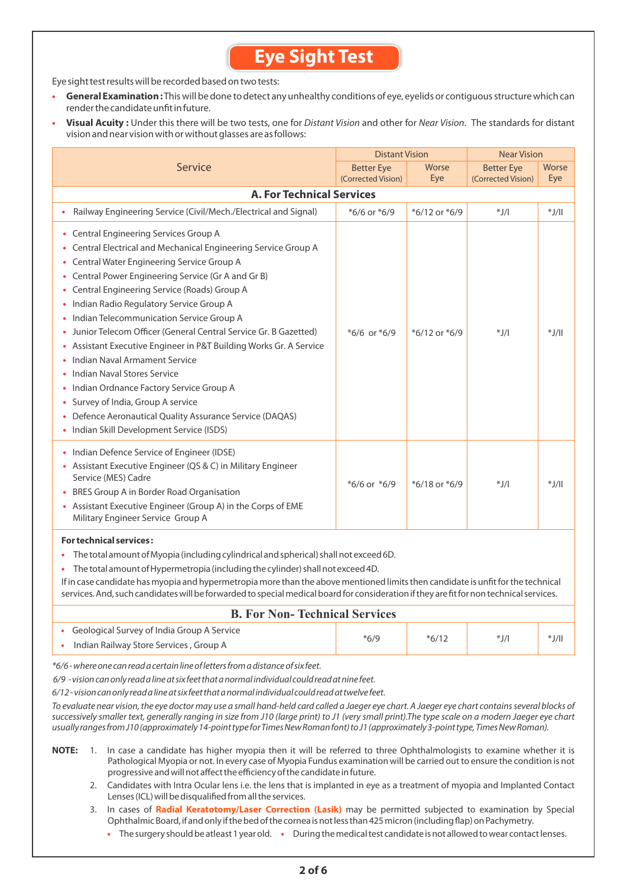# Eye Sight Test

Eye sight test results will be recorded based on two tests:

- **General Examination :** This will be done to detect any unhealthy conditions of eye, eyelids or contiguous structure which can render the candidate unfit in future.
- **Visual Acuity :** Under this there will be two tests, one for *Distant Vision* and other for *Near Vision*. The standards for distant vision and near vision with or without glasses are as follows:

| Service | Distant Vision | | Near Vision | |
|---|---|---|---|---|
| | Better Eye (Corrected Vision) | Worse Eye | Better Eye (Corrected Vision) | Worse Eye |
| **A. For Technical Services** | | | | |
| • Railway Engineering Service (Civil/Mech./Electrical and Signal) | *6/6 or *6/9 | *6/12 or *6/9 | *J/I | *J/II |
| • Central Engineering Services Group A<br>• Central Electrical and Mechanical Engineering Service Group A<br>• Central Water Engineering Service Group A<br>• Central Power Engineering Service (Gr A and Gr B)<br>• Central Engineering Service (Roads) Group A<br>• Indian Radio Regulatory Service Group A<br>• Indian Telecommunication Service Group A<br>• Junior Telecom Officer (General Central Service Gr. B Gazetted)<br>• Assistant Executive Engineer in P&T Building Works Gr. A Service<br>• Indian Naval Armament Service<br>• Indian Naval Stores Service<br>• Indian Ordnance Factory Service Group A<br>• Survey of India, Group A service<br>• Defence Aeronautical Quality Assurance Service (DAQAS)<br>• Indian Skill Development Service (ISDS) | *6/6 or *6/9 | *6/12 or *6/9 | *J/I | *J/II |
| • Indian Defence Service of Engineer (IDSE)<br>• Assistant Executive Engineer (QS & C) in Military Engineer Service (MES) Cadre<br>• BRES Group A in Border Road Organisation<br>• Assistant Executive Engineer (Group A) in the Corps of EME Military Engineer Service Group A | *6/6 or *6/9 | *6/18 or *6/9 | *J/I | *J/II |
| **For technical services :**<br>• The total amount of Myopia (including cylindrical and spherical) shall not exceed 6D.<br>• The total amount of Hypermetropia (including the cylinder) shall not exceed 4D.<br>If in case candidate has myopia and hypermetropia more than the above mentioned limits then candidate is unfit for the technical services. And, such candidates will be forwarded to special medical board for consideration if they are fit for non technical services. | | | | |
| **B. For Non- Technical Services** | | | | |
| • Geological Survey of India Group A Service<br>• Indian Railway Store Services , Group A | *6/9 | *6/12 | *J/I | *J/II |

*\*6/6 - where one can read a certain line of letters from a distance of six feet.*

*6/9 - vision can only read a line at six feet that a normal individual could read at nine feet.*

*6/12 - vision can only read a line at six feet that a normal individual could read at twelve feet.*

*To evaluate near vision, the eye doctor may use a small hand-held card called a Jaeger eye chart. A Jaeger eye chart contains several blocks of successively smaller text, generally ranging in size from J10 (large print) to J1 (very small print).The type scale on a modern Jaeger eye chart usually ranges from J10 (approximately 14-point type for Times New Roman font) to J1 (approximately 3-point type, Times New Roman).*

**NOTE:**

1. In case a candidate has higher myopia then it will be referred to three Ophthalmologists to examine whether it is Pathological Myopia or not. In every case of Myopia Fundus examination will be carried out to ensure the condition is not progressive and will not affect the efficiency of the candidate in future.
2. Candidates with Intra Ocular lens i.e. the lens that is implanted in eye as a treatment of myopia and Implanted Contact Lenses (ICL) will be disqualified from all the services.
3. In cases of **Radial Keratotomy/Laser Correction (Lasik)** may be permitted subjected to examination by Special Ophthalmic Board, if and only if the bed of the cornea is not less than 425 micron (including flap) on Pachymetry.
   - The surgery should be atleast 1 year old.
   - During the medical test candidate is not allowed to wear contact lenses.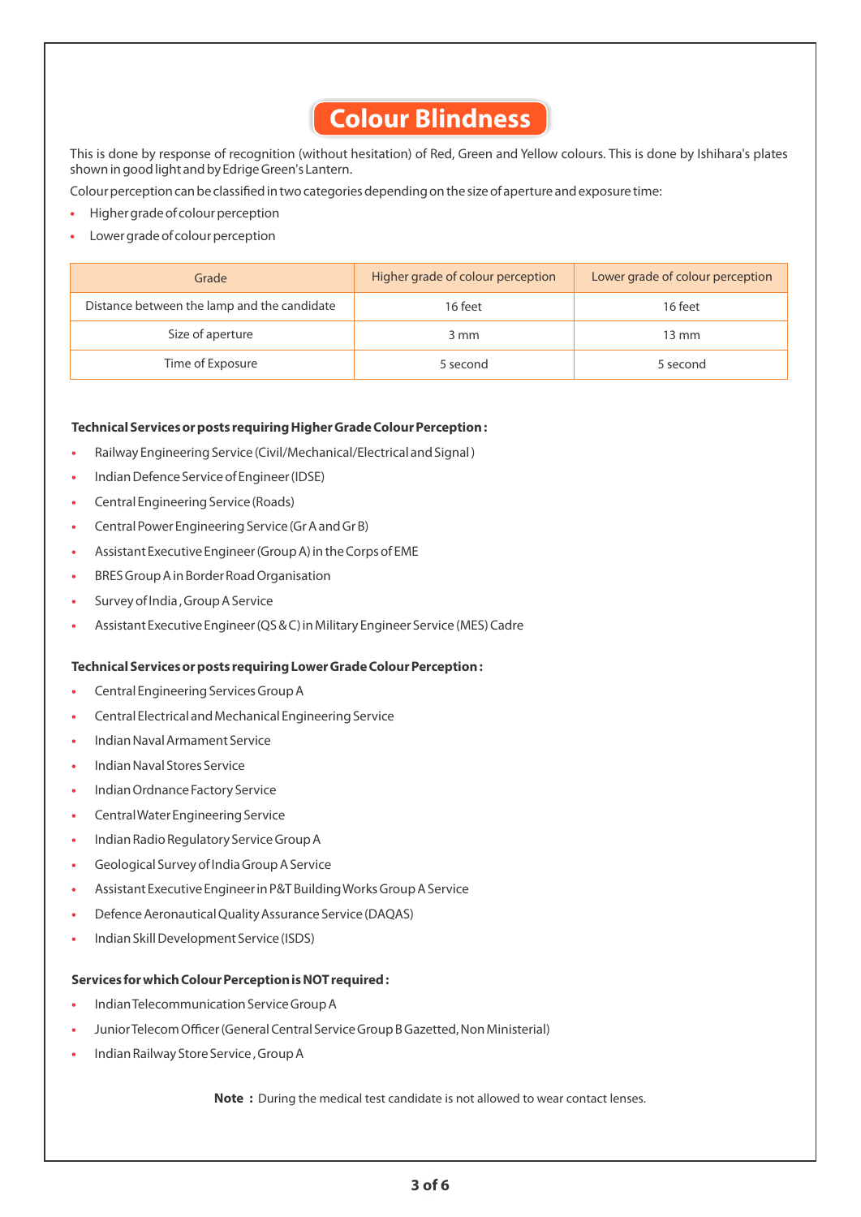# Colour Blindness

This is done by response of recognition (without hesitation) of Red, Green and Yellow colours. This is done by Ishihara's plates shown in good light and by Edrige Green's Lantern.

Colour perception can be classified in two categories depending on the size of aperture and exposure time:

- Higher grade of colour perception
- Lower grade of colour perception

| Grade | Higher grade of colour perception | Lower grade of colour perception |
|---|---|---|
| Distance between the lamp and the candidate | 16 feet | 16 feet |
| Size of aperture | 3 mm | 13 mm |
| Time of Exposure | 5 second | 5 second |

**Technical Services or posts requiring Higher Grade Colour Perception :**

- Railway Engineering Service (Civil/Mechanical/Electrical and Signal )
- Indian Defence Service of Engineer (IDSE)
- Central Engineering Service (Roads)
- Central Power Engineering Service (Gr A and Gr B)
- Assistant Executive Engineer (Group A) in the Corps of EME
- BRES Group A in Border Road Organisation
- Survey of India , Group A Service
- Assistant Executive Engineer (QS & C) in Military Engineer Service (MES) Cadre

**Technical Services or posts requiring Lower Grade Colour Perception :**

- Central Engineering Services Group A
- Central Electrical and Mechanical Engineering Service
- Indian Naval Armament Service
- Indian Naval Stores Service
- Indian Ordnance Factory Service
- Central Water Engineering Service
- Indian Radio Regulatory Service Group A
- Geological Survey of India Group A Service
- Assistant Executive Engineer in P&T Building Works Group A Service
- Defence Aeronautical Quality Assurance Service (DAQAS)
- Indian Skill Development Service (ISDS)

**Services for which Colour Perception is NOT required :**

- Indian Telecommunication Service Group A
- Junior Telecom Officer (General Central Service Group B Gazetted, Non Ministerial)
- Indian Railway Store Service , Group A

**Note :** During the medical test candidate is not allowed to wear contact lenses.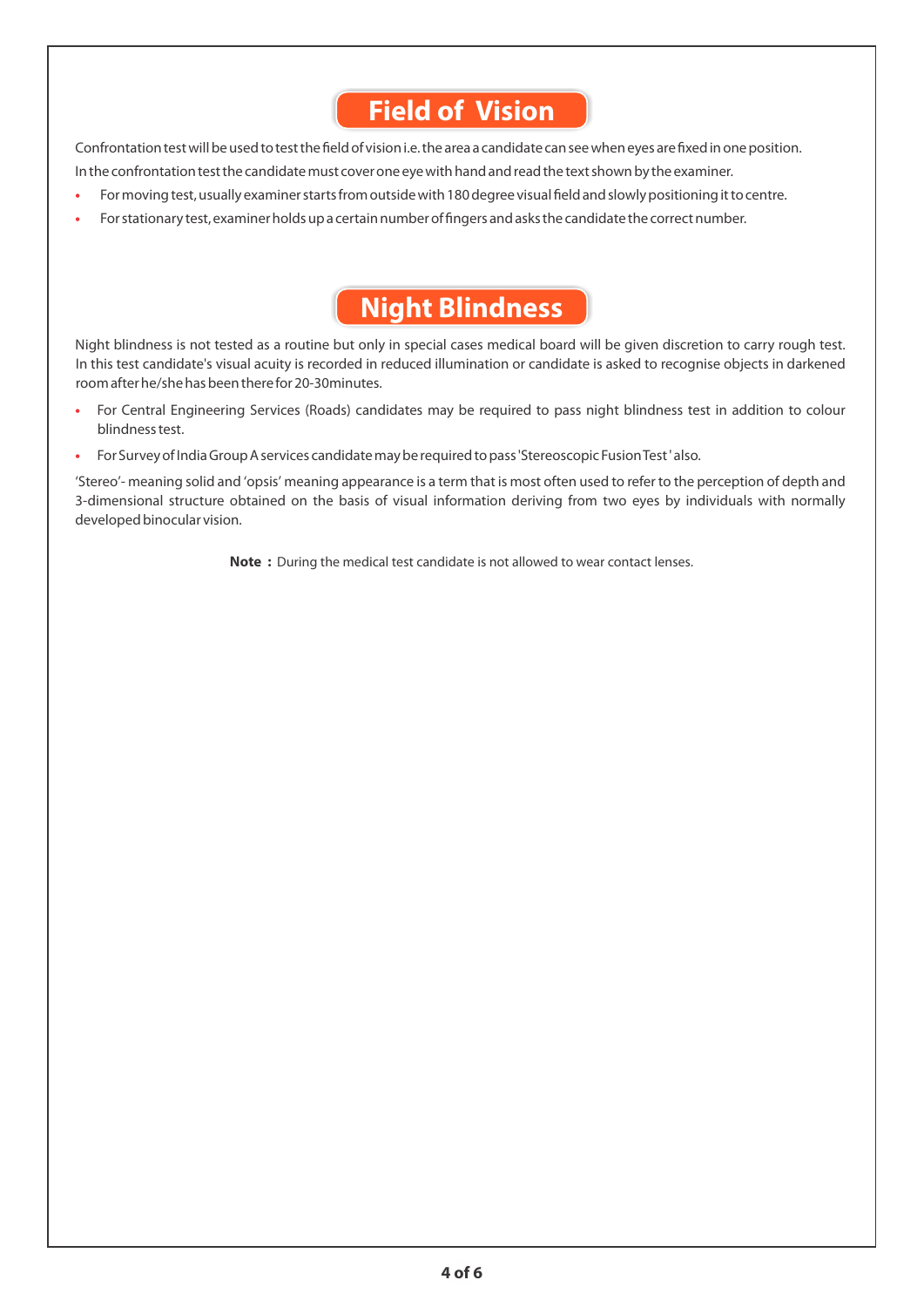## Field of Vision

Confrontation test will be used to test the field of vision i.e. the area a candidate can see when eyes are fixed in one position.
In the confrontation test the candidate must cover one eye with hand and read the text shown by the examiner.

- For moving test, usually examiner starts from outside with 180 degree visual field and slowly positioning it to centre.
- For stationary test, examiner holds up a certain number of fingers and asks the candidate the correct number.

## Night Blindness

Night blindness is not tested as a routine but only in special cases medical board will be given discretion to carry rough test. In this test candidate's visual acuity is recorded in reduced illumination or candidate is asked to recognise objects in darkened room after he/she has been there for 20-30minutes.

- For Central Engineering Services (Roads) candidates may be required to pass night blindness test in addition to colour blindness test.
- For Survey of India Group A services candidate may be required to pass 'Stereoscopic Fusion Test ' also.

'Stereo'- meaning solid and 'opsis' meaning appearance is a term that is most often used to refer to the perception of depth and 3-dimensional structure obtained on the basis of visual information deriving from two eyes by individuals with normally developed binocular vision.

**Note :** During the medical test candidate is not allowed to wear contact lenses.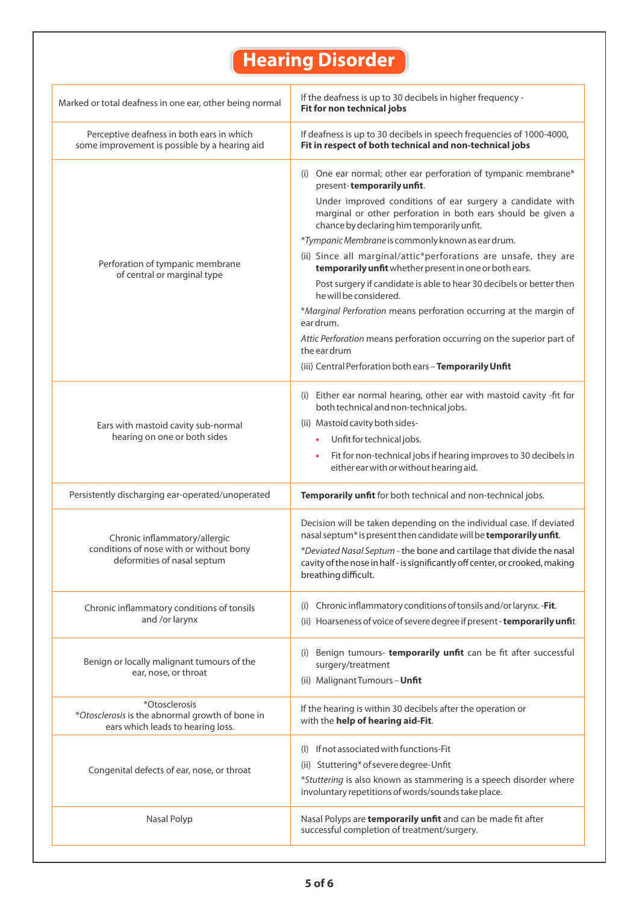# Hearing Disorder

| | |
|---|---|
| Marked or total deafness in one ear, other being normal | If the deafness is up to 30 decibels in higher frequency - **Fit for non technical jobs** |
| Perceptive deafness in both ears in which some improvement is possible by a hearing aid | If deafness is up to 30 decibels in speech frequencies of 1000-4000, **Fit in respect of both technical and non-technical jobs** |
| Perforation of tympanic membrane of central or marginal type | (i) One ear normal; other ear perforation of tympanic membrane* present- **temporarily unfit**.<br>Under improved conditions of ear surgery a candidate with marginal or other perforation in both ears should be given a chance by declaring him temporarily unfit.<br>**Tympanic Membrane* is commonly known as ear drum.<br>(ii) Since all marginal/attic*perforations are unsafe, they are **temporarily unfit** whether present in one or both ears.<br>Post surgery if candidate is able to hear 30 decibels or better then he will be considered.<br>**Marginal Perforation* means perforation occurring at the margin of ear drum.<br>*Attic Perforation* means perforation occurring on the superior part of the ear drum<br>(iii) Central Perforation both ears – **Temporarily Unfit** |
| Ears with mastoid cavity sub-normal hearing on one or both sides | (i) Either ear normal hearing, other ear with mastoid cavity -fit for both technical and non-technical jobs.<br>(ii) Mastoid cavity both sides-<br>• Unfit for technical jobs.<br>• Fit for non-technical jobs if hearing improves to 30 decibels in either ear with or without hearing aid. |
| Persistently discharging ear-operated/unoperated | **Temporarily unfit** for both technical and non-technical jobs. |
| Chronic inflammatory/allergic conditions of nose with or without bony deformities of nasal septum | Decision will be taken depending on the individual case. If deviated nasal septum* is present then candidate will be **temporarily unfit**.<br>**Deviated Nasal Septum* - the bone and cartilage that divide the nasal cavity of the nose in half - is significantly off center, or crooked, making breathing difficult. |
| Chronic inflammatory conditions of tonsils and /or larynx | (i) Chronic inflammatory conditions of tonsils and/or larynx. -**Fit**.<br>(ii) Hoarseness of voice of severe degree if present - **temporarily unfit** |
| Benign or locally malignant tumours of the ear, nose, or throat | (i) Benign tumours- **temporarily unfit** can be fit after successful surgery/treatment<br>(ii) Malignant Tumours – **Unfit** |
| *Otosclerosis<br>**Otosclerosis* is the abnormal growth of bone in ears which leads to hearing loss. | If the hearing is within 30 decibels after the operation or with the **help of hearing aid-Fit**. |
| Congenital defects of ear, nose, or throat | (I) If not associated with functions-Fit<br>(ii) Stuttering* of severe degree-Unfit<br>**Stuttering* is also known as stammering is a speech disorder where involuntary repetitions of words/sounds take place. |
| Nasal Polyp | Nasal Polyps are **temporarily unfit** and can be made fit after successful completion of treatment/surgery. |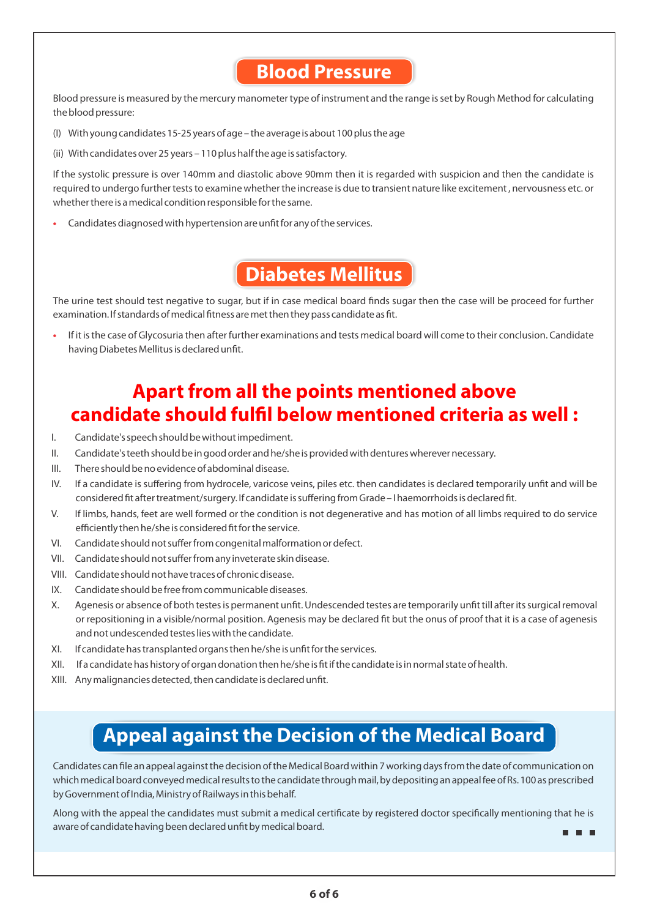## Blood Pressure

Blood pressure is measured by the mercury manometer type of instrument and the range is set by Rough Method for calculating the blood pressure:

(I) With young candidates 15-25 years of age – the average is about 100 plus the age

(ii) With candidates over 25 years – 110 plus half the age is satisfactory.

If the systolic pressure is over 140mm and diastolic above 90mm then it is regarded with suspicion and then the candidate is required to undergo further tests to examine whether the increase is due to transient nature like excitement , nervousness etc. or whether there is a medical condition responsible for the same.

- Candidates diagnosed with hypertension are unfit for any of the services.

## Diabetes Mellitus

The urine test should test negative to sugar, but if in case medical board finds sugar then the case will be proceed for further examination. If standards of medical fitness are met then they pass candidate as fit.

- If it is the case of Glycosuria then after further examinations and tests medical board will come to their conclusion. Candidate having Diabetes Mellitus is declared unfit.

## Apart from all the points mentioned above candidate should fulfil below mentioned criteria as well :

I. Candidate's speech should be without impediment.

II. Candidate's teeth should be in good order and he/she is provided with dentures wherever necessary.

III. There should be no evidence of abdominal disease.

IV. If a candidate is suffering from hydrocele, varicose veins, piles etc. then candidates is declared temporarily unfit and will be considered fit after treatment/surgery. If candidate is suffering from Grade – I haemorrhoids is declared fit.

V. If limbs, hands, feet are well formed or the condition is not degenerative and has motion of all limbs required to do service efficiently then he/she is considered fit for the service.

VI. Candidate should not suffer from congenital malformation or defect.

VII. Candidate should not suffer from any inveterate skin disease.

VIII. Candidate should not have traces of chronic disease.

IX. Candidate should be free from communicable diseases.

X. Agenesis or absence of both testes is permanent unfit. Undescended testes are temporarily unfit till after its surgical removal or repositioning in a visible/normal position. Agenesis may be declared fit but the onus of proof that it is a case of agenesis and not undescended testes lies with the candidate.

XI. If candidate has transplanted organs then he/she is unfit for the services.

XII. If a candidate has history of organ donation then he/she is fit if the candidate is in normal state of health.

XIII. Any malignancies detected, then candidate is declared unfit.

## Appeal against the Decision of the Medical Board

Candidates can file an appeal against the decision of the Medical Board within 7 working days from the date of communication on which medical board conveyed medical results to the candidate through mail, by depositing an appeal fee of Rs. 100 as prescribed by Government of India, Ministry of Railways in this behalf.

Along with the appeal the candidates must submit a medical certificate by registered doctor specifically mentioning that he is aware of candidate having been declared unfit by medical board.